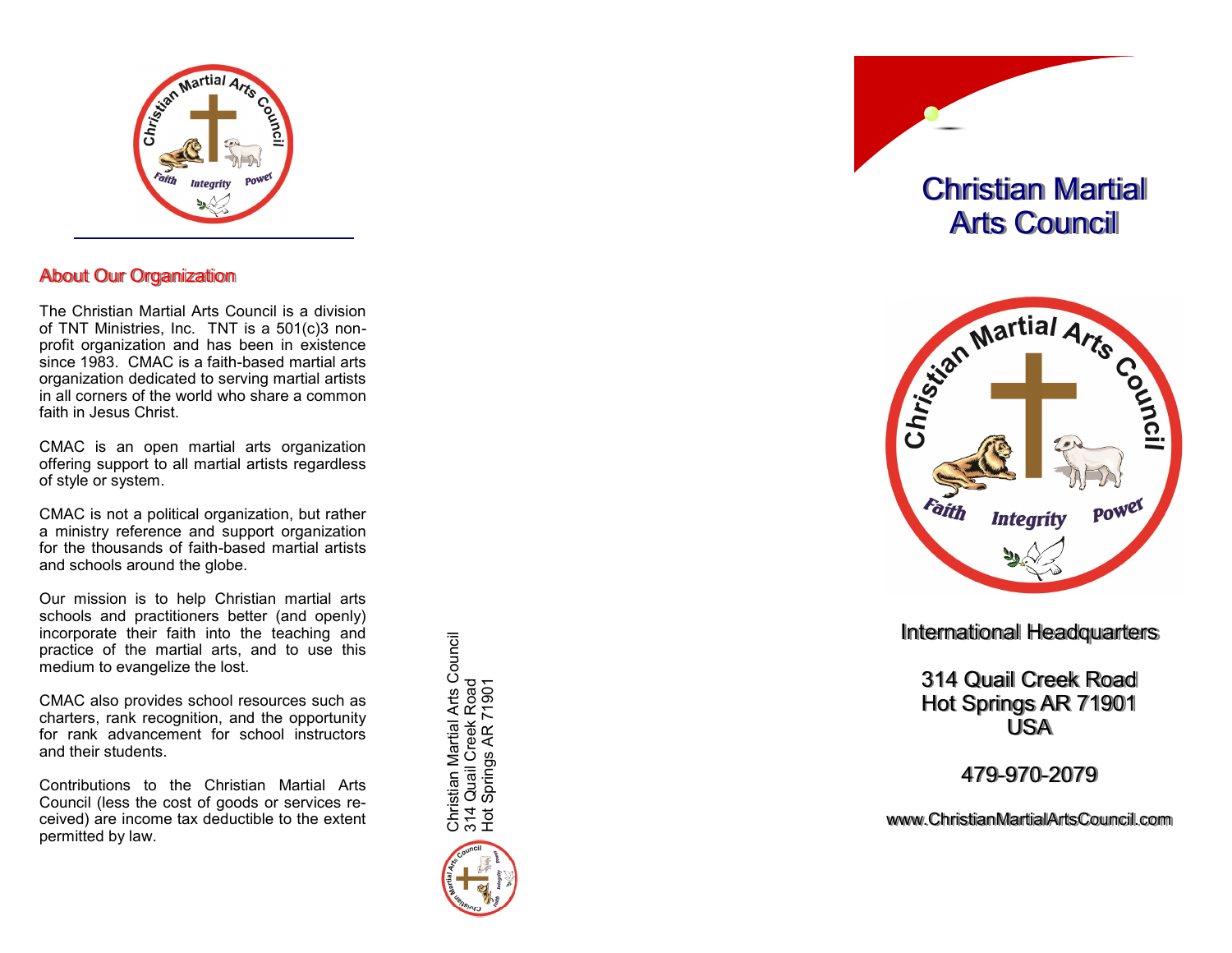## About Our Organization

The Christian Martial Arts Council is a division of TNT Ministries, Inc. TNT is a 501(c)3 non-profit organization and has been in existence since 1983. CMAC is a faith-based martial arts organization dedicated to serving martial artists in all corners of the world who share a common faith in Jesus Christ.

CMAC is an open martial arts organization offering support to all martial artists regardless of style or system.

CMAC is not a political organization, but rather a ministry reference and support organization for the thousands of faith-based martial artists and schools around the globe.

Our mission is to help Christian martial arts schools and practitioners better (and openly) incorporate their faith into the teaching and practice of the martial arts, and to use this medium to evangelize the lost.

CMAC also provides school resources such as charters, rank recognition, and the opportunity for rank advancement for school instructors and their students.

Contributions to the Christian Martial Arts Council (less the cost of goods or services received) are income tax deductible to the extent permitted by law.

Christian Martial Arts Council
314 Quail Creek Road
Hot Springs AR 71901

# Christian Martial Arts Council

International Headquarters

314 Quail Creek Road
Hot Springs AR 71901
USA

479-970-2079

www.ChristianMartialArtsCouncil.com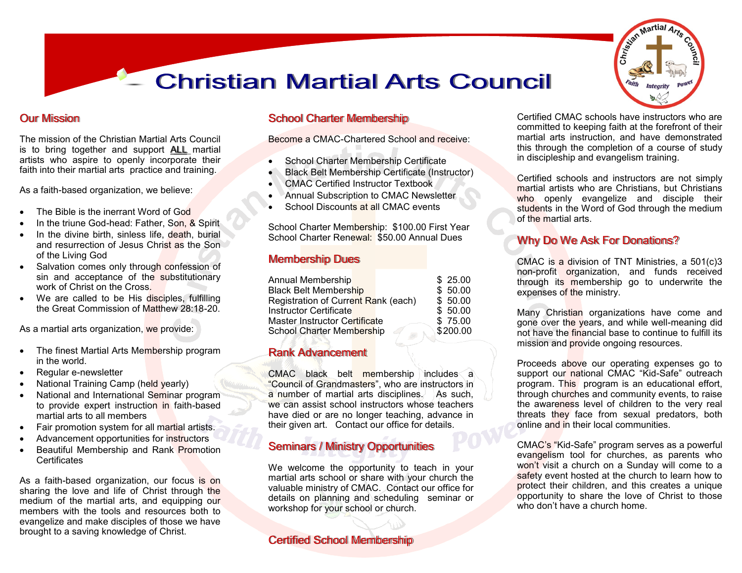# Christian Martial Arts Council

## Our Mission

The mission of the Christian Martial Arts Council is to bring together and support **ALL** martial artists who aspire to openly incorporate their faith into their martial arts practice and training.

As a faith-based organization, we believe:

- The Bible is the inerrant Word of God
- In the triune God-head: Father, Son, & Spirit
- In the divine birth, sinless life, death, burial and resurrection of Jesus Christ as the Son of the Living God
- Salvation comes only through confession of sin and acceptance of the substitutionary work of Christ on the Cross.
- We are called to be His disciples, fulfilling the Great Commission of Matthew 28:18-20.

As a martial arts organization, we provide:

- The finest Martial Arts Membership program in the world.
- Regular e-newsletter
- National Training Camp (held yearly)
- National and International Seminar program to provide expert instruction in faith-based martial arts to all members
- Fair promotion system for all martial artists.
- Advancement opportunities for instructors
- Beautiful Membership and Rank Promotion Certificates

As a faith-based organization, our focus is on sharing the love and life of Christ through the medium of the martial arts, and equipping our members with the tools and resources both to evangelize and make disciples of those we have brought to a saving knowledge of Christ.

## School Charter Membership

Become a CMAC-Chartered School and receive:

- School Charter Membership Certificate
- Black Belt Membership Certificate (Instructor)
- CMAC Certified Instructor Textbook
- Annual Subscription to CMAC Newsletter
- School Discounts at all CMAC events

School Charter Membership: $100.00 First Year
School Charter Renewal: $50.00 Annual Dues

## Membership Dues

| | |
|---|---|
| Annual Membership | $ 25.00 |
| Black Belt Membership | $ 50.00 |
| Registration of Current Rank (each) | $ 50.00 |
| Instructor Certificate | $ 50.00 |
| Master Instructor Certificate | $ 75.00 |
| School Charter Membership | $200.00 |

## Rank Advancement

CMAC black belt membership includes a "Council of Grandmasters", who are instructors in a number of martial arts disciplines. As such, we can assist school instructors whose teachers have died or are no longer teaching, advance in their given art. Contact our office for details.

## Seminars / Ministry Opportunities

We welcome the opportunity to teach in your martial arts school or share with your church the valuable ministry of CMAC. Contact our office for details on planning and scheduling seminar or workshop for your school or church.

## Certified School Membership

Certified CMAC schools have instructors who are committed to keeping faith at the forefront of their martial arts instruction, and have demonstrated this through the completion of a course of study in discipleship and evangelism training.

Certified schools and instructors are not simply martial artists who are Christians, but Christians who openly evangelize and disciple their students in the Word of God through the medium of the martial arts.

## Why Do We Ask For Donations?

CMAC is a division of TNT Ministries, a 501(c)3 non-profit organization, and funds received through its membership go to underwrite the expenses of the ministry.

Many Christian organizations have come and gone over the years, and while well-meaning did not have the financial base to continue to fulfill its mission and provide ongoing resources.

Proceeds above our operating expenses go to support our national CMAC "Kid-Safe" outreach program. This program is an educational effort, through churches and community events, to raise the awareness level of children to the very real threats they face from sexual predators, both online and in their local communities.

CMAC's "Kid-Safe" program serves as a powerful evangelism tool for churches, as parents who won't visit a church on a Sunday will come to a safety event hosted at the church to learn how to protect their children, and this creates a unique opportunity to share the love of Christ to those who don't have a church home.